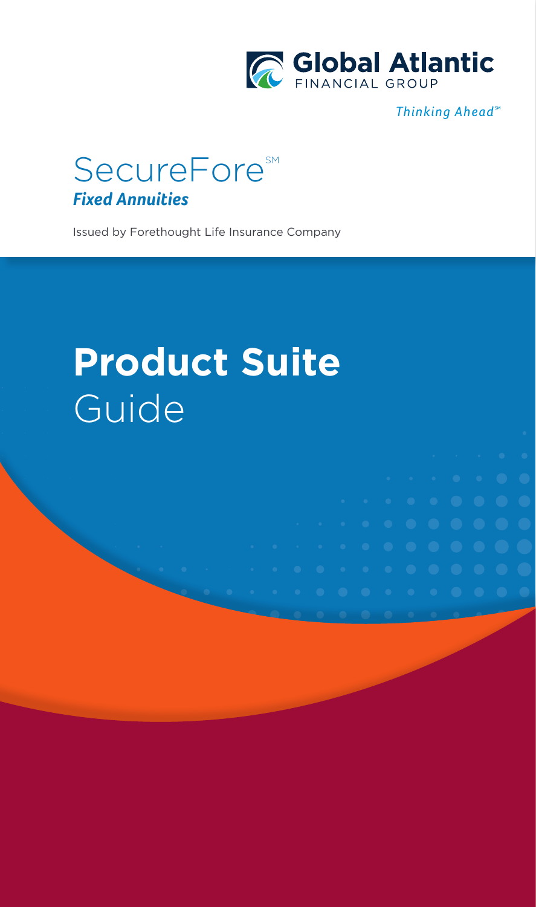Global Atlantic
FINANCIAL GROUP

*Thinking Ahead*[SM]

# SecureFore[SM]
***Fixed Annuities***

Issued by Forethought Life Insurance Company

# **Product Suite** Guide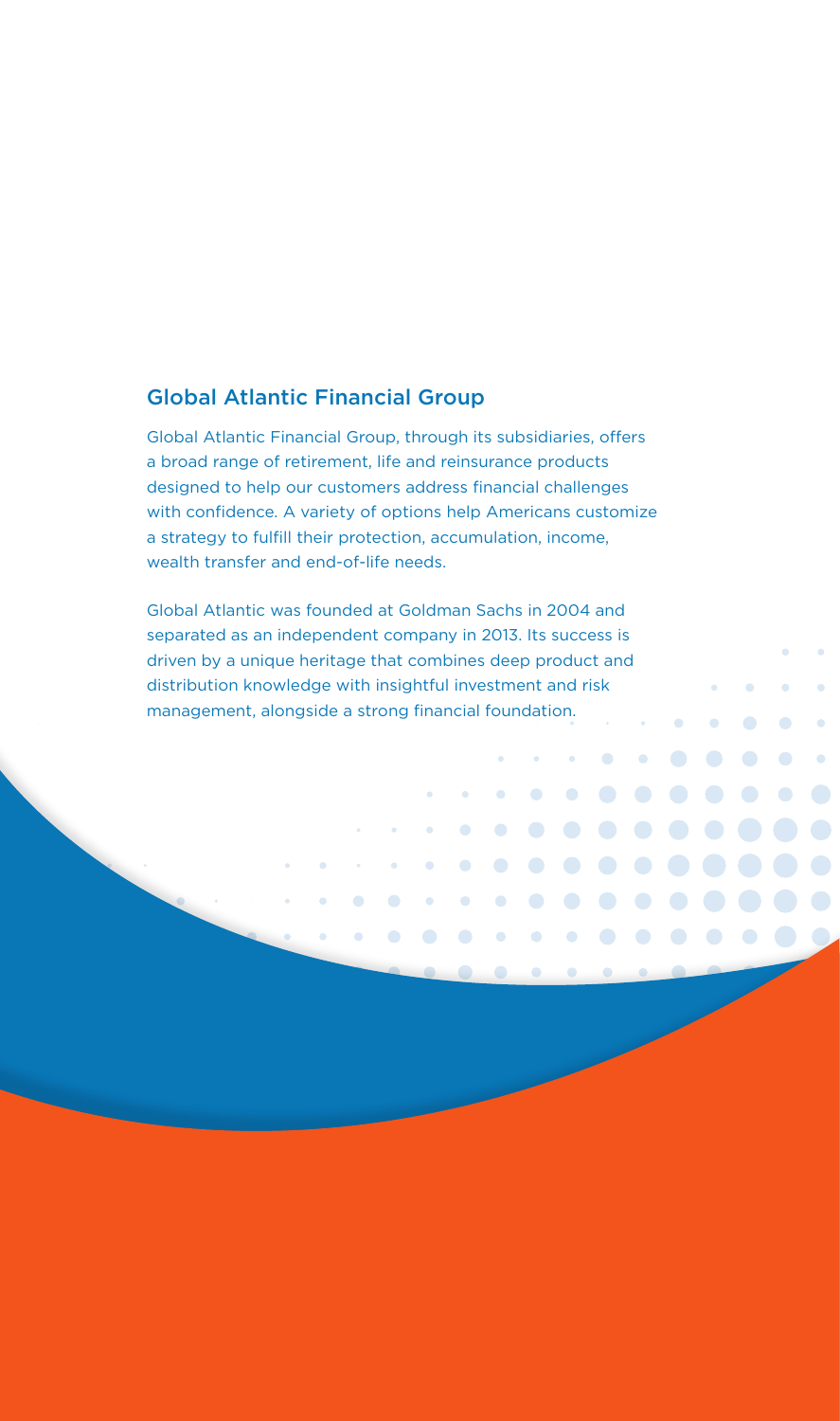## Global Atlantic Financial Group

Global Atlantic Financial Group, through its subsidiaries, offers a broad range of retirement, life and reinsurance products designed to help our customers address financial challenges with confidence. A variety of options help Americans customize a strategy to fulfill their protection, accumulation, income, wealth transfer and end-of-life needs.

Global Atlantic was founded at Goldman Sachs in 2004 and separated as an independent company in 2013. Its success is driven by a unique heritage that combines deep product and distribution knowledge with insightful investment and risk management, alongside a strong financial foundation.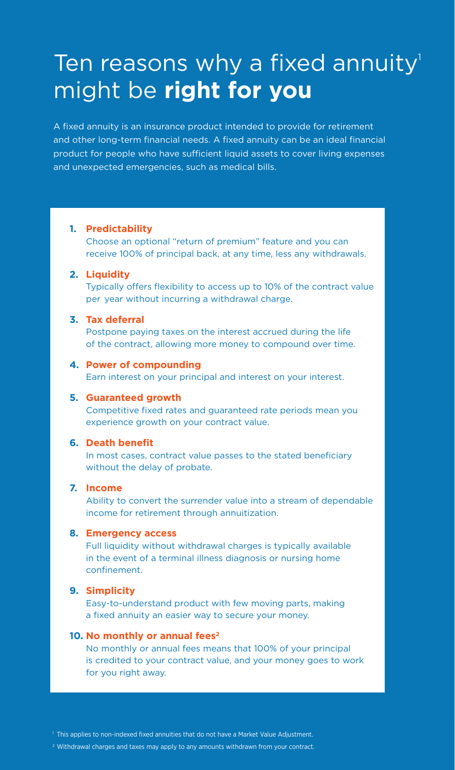# Ten reasons why a fixed annuity[1] might be **right for you**

A fixed annuity is an insurance product intended to provide for retirement and other long-term financial needs. A fixed annuity can be an ideal financial product for people who have sufficient liquid assets to cover living expenses and unexpected emergencies, such as medical bills.

1. **Predictability**
   Choose an optional "return of premium" feature and you can receive 100% of principal back, at any time, less any withdrawals.

2. **Liquidity**
   Typically offers flexibility to access up to 10% of the contract value per year without incurring a withdrawal charge.

3. **Tax deferral**
   Postpone paying taxes on the interest accrued during the life of the contract, allowing more money to compound over time.

4. **Power of compounding**
   Earn interest on your principal and interest on your interest.

5. **Guaranteed growth**
   Competitive fixed rates and guaranteed rate periods mean you experience growth on your contract value.

6. **Death benefit**
   In most cases, contract value passes to the stated beneficiary without the delay of probate.

7. **Income**
   Ability to convert the surrender value into a stream of dependable income for retirement through annuitization.

8. **Emergency access**
   Full liquidity without withdrawal charges is typically available in the event of a terminal illness diagnosis or nursing home confinement.

9. **Simplicity**
   Easy-to-understand product with few moving parts, making a fixed annuity an easier way to secure your money.

10. **No monthly or annual fees[2]**
    No monthly or annual fees means that 100% of your principal is credited to your contract value, and your money goes to work for you right away.

[1] This applies to non-indexed fixed annuities that do not have a Market Value Adjustment.

[2] Withdrawal charges and taxes may apply to any amounts withdrawn from your contract.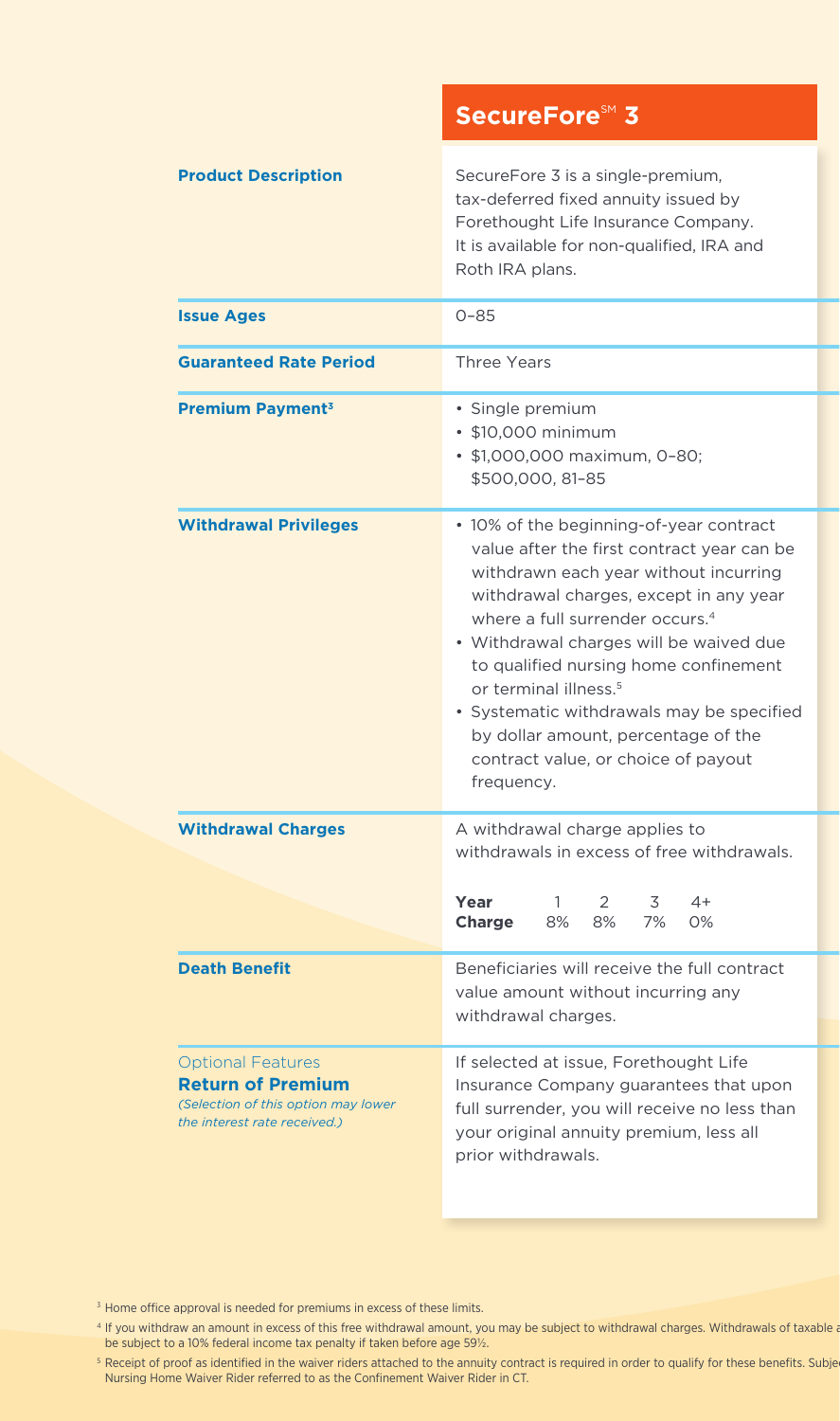## SecureFore℠ 3

| | |
|---|---|
| **Product Description** | SecureFore 3 is a single-premium, tax-deferred fixed annuity issued by Forethought Life Insurance Company. It is available for non-qualified, IRA and Roth IRA plans. |
| **Issue Ages** | 0–85 |
| **Guaranteed Rate Period** | Three Years |
| **Premium Payment**[3] | • Single premium<br>• $10,000 minimum<br>• $1,000,000 maximum, 0–80; $500,000, 81–85 |
| **Withdrawal Privileges** | • 10% of the beginning-of-year contract value after the first contract year can be withdrawn each year without incurring withdrawal charges, except in any year where a full surrender occurs.[4]<br>• Withdrawal charges will be waived due to qualified nursing home confinement or terminal illness.[5]<br>• Systematic withdrawals may be specified by dollar amount, percentage of the contract value, or choice of payout frequency. |
| **Withdrawal Charges** | A withdrawal charge applies to withdrawals in excess of free withdrawals.<br><br>**Year** 1 2 3 4+<br>**Charge** 8% 8% 7% 0% |
| **Death Benefit** | Beneficiaries will receive the full contract value amount without incurring any withdrawal charges. |
| Optional Features<br>**Return of Premium**<br>*(Selection of this option may lower the interest rate received.)* | If selected at issue, Forethought Life Insurance Company guarantees that upon full surrender, you will receive no less than your original annuity premium, less all prior withdrawals. |

[3] Home office approval is needed for premiums in excess of these limits.

[4] If you withdraw an amount in excess of this free withdrawal amount, you may be subject to withdrawal charges. Withdrawals of taxable a be subject to a 10% federal income tax penalty if taken before age 59½.

[5] Receipt of proof as identified in the waiver riders attached to the annuity contract is required in order to qualify for these benefits. Subje Nursing Home Waiver Rider referred to as the Confinement Waiver Rider in CT.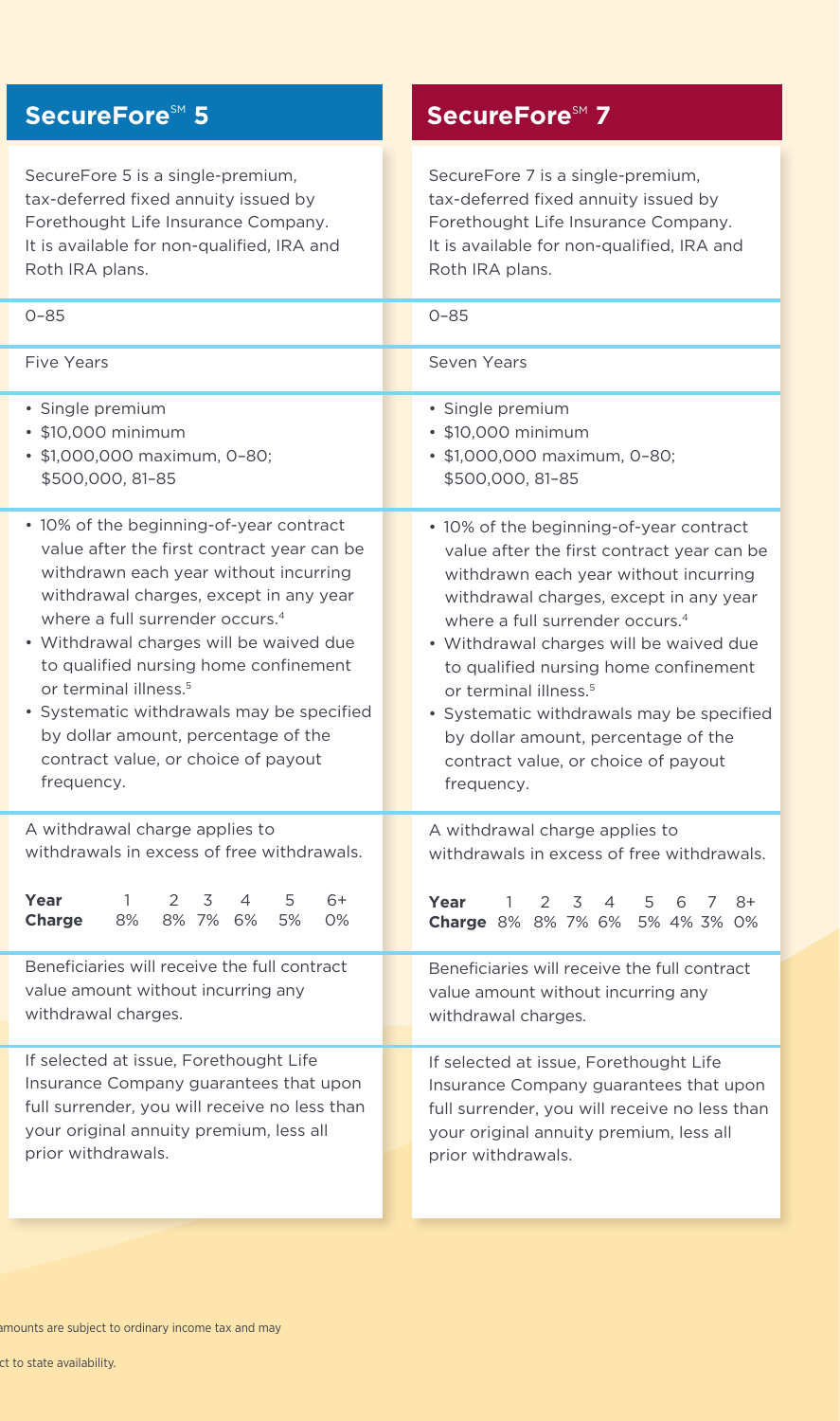| SecureFore℠ 5 | SecureFore℠ 7 |
| --- | --- |
| SecureFore 5 is a single-premium, tax-deferred fixed annuity issued by Forethought Life Insurance Company. It is available for non-qualified, IRA and Roth IRA plans. | SecureFore 7 is a single-premium, tax-deferred fixed annuity issued by Forethought Life Insurance Company. It is available for non-qualified, IRA and Roth IRA plans. |
| 0–85 | 0–85 |
| Five Years | Seven Years |
| • Single premium<br>• $10,000 minimum<br>• $1,000,000 maximum, 0–80; $500,000, 81–85 | • Single premium<br>• $10,000 minimum<br>• $1,000,000 maximum, 0–80; $500,000, 81–85 |
| • 10% of the beginning-of-year contract value after the first contract year can be withdrawn each year without incurring withdrawal charges, except in any year where a full surrender occurs.[4]<br>• Withdrawal charges will be waived due to qualified nursing home confinement or terminal illness.[5]<br>• Systematic withdrawals may be specified by dollar amount, percentage of the contract value, or choice of payout frequency. | • 10% of the beginning-of-year contract value after the first contract year can be withdrawn each year without incurring withdrawal charges, except in any year where a full surrender occurs.[4]<br>• Withdrawal charges will be waived due to qualified nursing home confinement or terminal illness.[5]<br>• Systematic withdrawals may be specified by dollar amount, percentage of the contract value, or choice of payout frequency. |
| A withdrawal charge applies to withdrawals in excess of free withdrawals.<br>**Year** 1 2 3 4 5 6+<br>**Charge** 8% 8% 7% 6% 5% 0% | A withdrawal charge applies to withdrawals in excess of free withdrawals.<br>**Year** 1 2 3 4 5 6 7 8+<br>**Charge** 8% 8% 7% 6% 5% 4% 3% 0% |
| Beneficiaries will receive the full contract value amount without incurring any withdrawal charges. | Beneficiaries will receive the full contract value amount without incurring any withdrawal charges. |
| If selected at issue, Forethought Life Insurance Company guarantees that upon full surrender, you will receive no less than your original annuity premium, less all prior withdrawals. | If selected at issue, Forethought Life Insurance Company guarantees that upon full surrender, you will receive no less than your original annuity premium, less all prior withdrawals. |

amounts are subject to ordinary income tax and may

ct to state availability.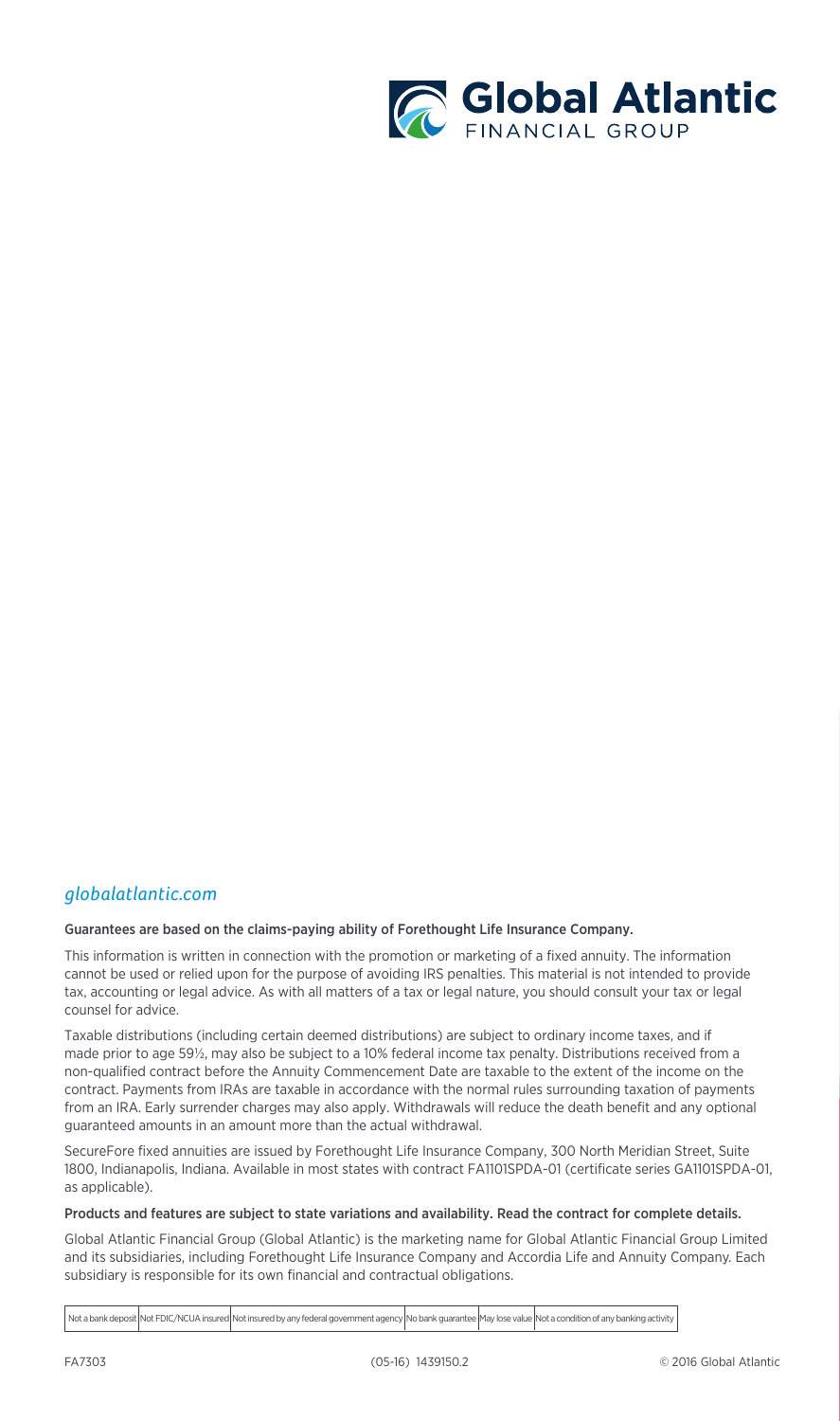Global Atlantic
FINANCIAL GROUP

*globalatlantic.com*

**Guarantees are based on the claims-paying ability of Forethought Life Insurance Company.**

This information is written in connection with the promotion or marketing of a fixed annuity. The information cannot be used or relied upon for the purpose of avoiding IRS penalties. This material is not intended to provide tax, accounting or legal advice. As with all matters of a tax or legal nature, you should consult your tax or legal counsel for advice.

Taxable distributions (including certain deemed distributions) are subject to ordinary income taxes, and if made prior to age 59½, may also be subject to a 10% federal income tax penalty. Distributions received from a non-qualified contract before the Annuity Commencement Date are taxable to the extent of the income on the contract. Payments from IRAs are taxable in accordance with the normal rules surrounding taxation of payments from an IRA. Early surrender charges may also apply. Withdrawals will reduce the death benefit and any optional guaranteed amounts in an amount more than the actual withdrawal.

SecureFore fixed annuities are issued by Forethought Life Insurance Company, 300 North Meridian Street, Suite 1800, Indianapolis, Indiana. Available in most states with contract FA1101SPDA-01 (certificate series GA1101SPDA-01, as applicable).

**Products and features are subject to state variations and availability. Read the contract for complete details.**

Global Atlantic Financial Group (Global Atlantic) is the marketing name for Global Atlantic Financial Group Limited and its subsidiaries, including Forethought Life Insurance Company and Accordia Life and Annuity Company. Each subsidiary is responsible for its own financial and contractual obligations.

| | | | | | |
|---|---|---|---|---|---|
| Not a bank deposit | Not FDIC/NCUA insured | Not insured by any federal government agency | No bank guarantee | May lose value | Not a condition of any banking activity |

FA7303 (05-16) 1439150.2 © 2016 Global Atlantic